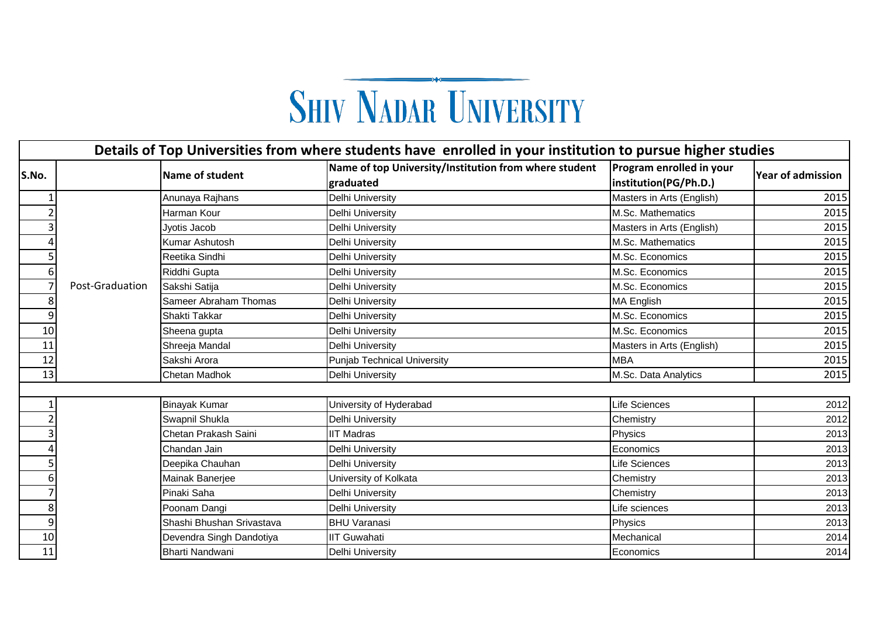# Shiv Nadar University

| Details of Top Universities from where students have enrolled in your institution to pursue higher studies | | | | | |
|---|---|---|---|---|---|
| S.No. | | Name of student | Name of top University/Institution from where student graduated | Program enrolled in your institution(PG/Ph.D.) | Year of admission |
| 1 | Post-Graduation | Anunaya Rajhans | Delhi University | Masters in Arts (English) | 2015 |
| 2 | | Harman Kour | Delhi University | M.Sc. Mathematics | 2015 |
| 3 | | Jyotis Jacob | Delhi University | Masters in Arts (English) | 2015 |
| 4 | | Kumar Ashutosh | Delhi University | M.Sc. Mathematics | 2015 |
| 5 | | Reetika Sindhi | Delhi University | M.Sc. Economics | 2015 |
| 6 | | Riddhi Gupta | Delhi University | M.Sc. Economics | 2015 |
| 7 | | Sakshi Satija | Delhi University | M.Sc. Economics | 2015 |
| 8 | | Sameer Abraham Thomas | Delhi University | MA English | 2015 |
| 9 | | Shakti Takkar | Delhi University | M.Sc. Economics | 2015 |
| 10 | | Sheena gupta | Delhi University | M.Sc. Economics | 2015 |
| 11 | | Shreeja Mandal | Delhi University | Masters in Arts (English) | 2015 |
| 12 | | Sakshi Arora | Punjab Technical University | MBA | 2015 |
| 13 | | Chetan Madhok | Delhi University | M.Sc. Data Analytics | 2015 |
| | | | | | |
| 1 | | Binayak Kumar | University of Hyderabad | Life Sciences | 2012 |
| 2 | | Swapnil Shukla | Delhi University | Chemistry | 2012 |
| 3 | | Chetan Prakash Saini | IIT Madras | Physics | 2013 |
| 4 | | Chandan Jain | Delhi University | Economics | 2013 |
| 5 | | Deepika Chauhan | Delhi University | Life Sciences | 2013 |
| 6 | | Mainak Banerjee | University of Kolkata | Chemistry | 2013 |
| 7 | | Pinaki Saha | Delhi University | Chemistry | 2013 |
| 8 | | Poonam Dangi | Delhi University | Life sciences | 2013 |
| 9 | | Shashi Bhushan Srivastava | BHU Varanasi | Physics | 2013 |
| 10 | | Devendra Singh Dandotiya | IIT Guwahati | Mechanical | 2014 |
| 11 | | Bharti Nandwani | Delhi University | Economics | 2014 |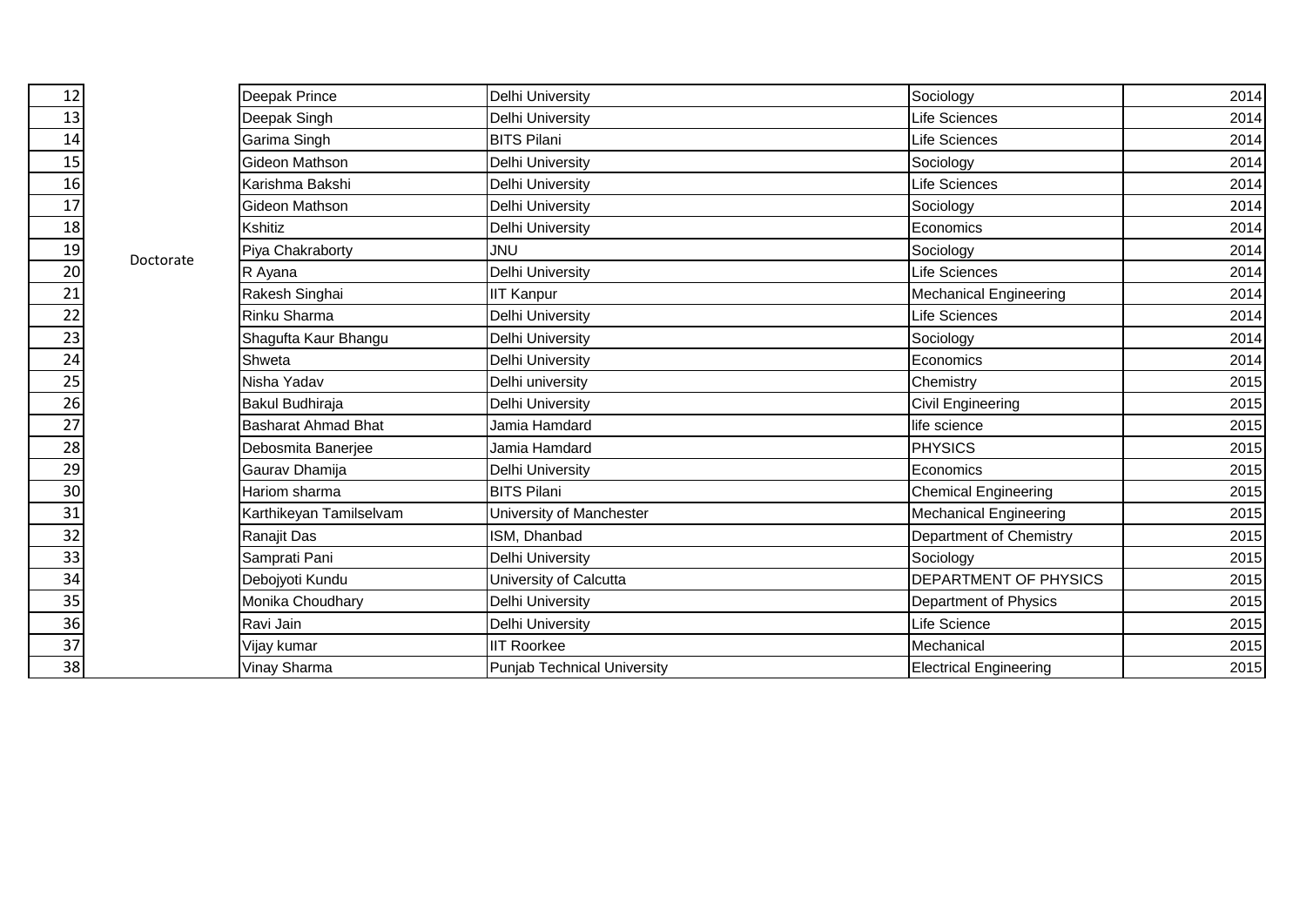| | | | | | |
|---|---|---|---|---|---|
| 12 | Doctorate | Deepak Prince | Delhi University | Sociology | 2014 |
| 13 | | Deepak Singh | Delhi University | Life Sciences | 2014 |
| 14 | | Garima Singh | BITS Pilani | Life Sciences | 2014 |
| 15 | | Gideon Mathson | Delhi University | Sociology | 2014 |
| 16 | | Karishma Bakshi | Delhi University | Life Sciences | 2014 |
| 17 | | Gideon Mathson | Delhi University | Sociology | 2014 |
| 18 | | Kshitiz | Delhi University | Economics | 2014 |
| 19 | | Piya Chakraborty | JNU | Sociology | 2014 |
| 20 | | R Ayana | Delhi University | Life Sciences | 2014 |
| 21 | | Rakesh Singhai | IIT Kanpur | Mechanical Engineering | 2014 |
| 22 | | Rinku Sharma | Delhi University | Life Sciences | 2014 |
| 23 | | Shagufta Kaur Bhangu | Delhi University | Sociology | 2014 |
| 24 | | Shweta | Delhi University | Economics | 2014 |
| 25 | | Nisha Yadav | Delhi university | Chemistry | 2015 |
| 26 | | Bakul Budhiraja | Delhi University | Civil Engineering | 2015 |
| 27 | | Basharat Ahmad Bhat | Jamia Hamdard | life science | 2015 |
| 28 | | Debosmita Banerjee | Jamia Hamdard | PHYSICS | 2015 |
| 29 | | Gaurav Dhamija | Delhi University | Economics | 2015 |
| 30 | | Hariom sharma | BITS Pilani | Chemical Engineering | 2015 |
| 31 | | Karthikeyan Tamilselvam | University of Manchester | Mechanical Engineering | 2015 |
| 32 | | Ranajit Das | ISM, Dhanbad | Department of Chemistry | 2015 |
| 33 | | Samprati Pani | Delhi University | Sociology | 2015 |
| 34 | | Debojyoti Kundu | University of Calcutta | DEPARTMENT OF PHYSICS | 2015 |
| 35 | | Monika Choudhary | Delhi University | Department of Physics | 2015 |
| 36 | | Ravi Jain | Delhi University | Life Science | 2015 |
| 37 | | Vijay kumar | IIT Roorkee | Mechanical | 2015 |
| 38 | | Vinay Sharma | Punjab Technical University | Electrical Engineering | 2015 |